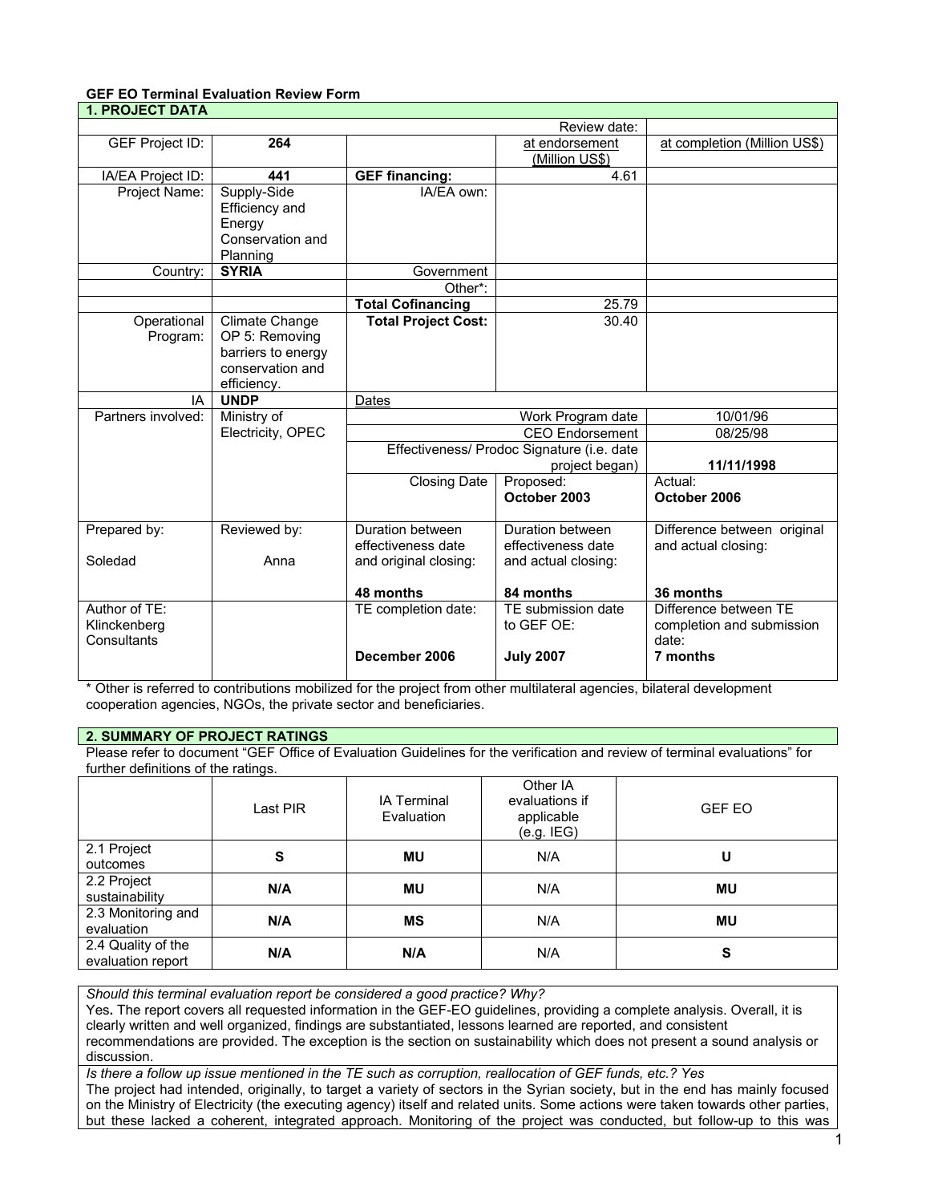**GEF EO Terminal Evaluation Review Form**

| **1. PROJECT DATA** | | | | |
|---|---|---|---|---|
| | | | Review date: | |
| GEF Project ID: | **264** | | at endorsement (Million US$) | at completion (Million US$) |
| IA/EA Project ID: | **441** | **GEF financing:** | 4.61 | |
| Project Name: | Supply-Side Efficiency and Energy Conservation and Planning | IA/EA own: | | |
| Country: | **SYRIA** | Government | | |
| | | Other*: | | |
| | | **Total Cofinancing** | 25.79 | |
| Operational Program: | Climate Change OP 5: Removing barriers to energy conservation and efficiency. | **Total Project Cost:** | 30.40 | |
| IA | **UNDP** | Dates | | |
| Partners involved: | Ministry of Electricity, OPEC | | Work Program date | 10/01/96 |
| | | | CEO Endorsement | 08/25/98 |
| | | | Effectiveness/ Prodoc Signature (i.e. date project began) | **11/11/1998** |
| | | Closing Date | Proposed: **October 2003** | Actual: **October 2006** |
| Prepared by: Soledad | Reviewed by: Anna | Duration between effectiveness date and original closing: **48 months** | Duration between effectiveness date and actual closing: **84 months** | Difference between original and actual closing: **36 months** |
| Author of TE: Klinckenberg Consultants | | TE completion date: **December 2006** | TE submission date to GEF OE: **July 2007** | Difference between TE completion and submission date: **7 months** |

\* Other is referred to contributions mobilized for the project from other multilateral agencies, bilateral development cooperation agencies, NGOs, the private sector and beneficiaries.

**2. SUMMARY OF PROJECT RATINGS**

Please refer to document "GEF Office of Evaluation Guidelines for the verification and review of terminal evaluations" for further definitions of the ratings.

| | Last PIR | IA Terminal Evaluation | Other IA evaluations if applicable (e.g. IEG) | GEF EO |
|---|---|---|---|---|
| 2.1 Project outcomes | **S** | **MU** | N/A | **U** |
| 2.2 Project sustainability | **N/A** | **MU** | N/A | **MU** |
| 2.3 Monitoring and evaluation | **N/A** | **MS** | N/A | **MU** |
| 2.4 Quality of the evaluation report | **N/A** | **N/A** | N/A | **S** |

*Should this terminal evaluation report be considered a good practice? Why?*

Yes**.** The report covers all requested information in the GEF-EO guidelines, providing a complete analysis. Overall, it is clearly written and well organized, findings are substantiated, lessons learned are reported, and consistent recommendations are provided. The exception is the section on sustainability which does not present a sound analysis or discussion.

*Is there a follow up issue mentioned in the TE such as corruption, reallocation of GEF funds, etc.? Yes*

The project had intended, originally, to target a variety of sectors in the Syrian society, but in the end has mainly focused on the Ministry of Electricity (the executing agency) itself and related units. Some actions were taken towards other parties, but these lacked a coherent, integrated approach. Monitoring of the project was conducted, but follow-up to this was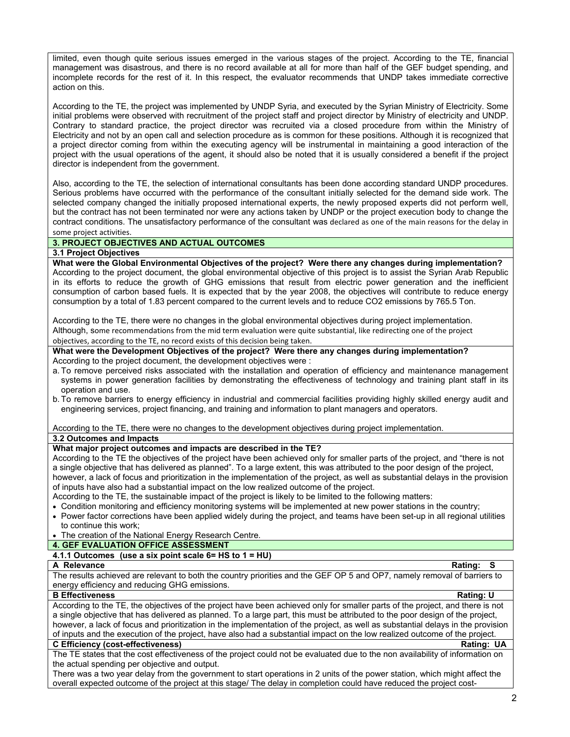limited, even though quite serious issues emerged in the various stages of the project. According to the TE, financial management was disastrous, and there is no record available at all for more than half of the GEF budget spending, and incomplete records for the rest of it. In this respect, the evaluator recommends that UNDP takes immediate corrective action on this.

According to the TE, the project was implemented by UNDP Syria, and executed by the Syrian Ministry of Electricity. Some initial problems were observed with recruitment of the project staff and project director by Ministry of electricity and UNDP. Contrary to standard practice, the project director was recruited via a closed procedure from within the Ministry of Electricity and not by an open call and selection procedure as is common for these positions. Although it is recognized that a project director coming from within the executing agency will be instrumental in maintaining a good interaction of the project with the usual operations of the agent, it should also be noted that it is usually considered a benefit if the project director is independent from the government.

Also, according to the TE, the selection of international consultants has been done according standard UNDP procedures. Serious problems have occurred with the performance of the consultant initially selected for the demand side work. The selected company changed the initially proposed international experts, the newly proposed experts did not perform well, but the contract has not been terminated nor were any actions taken by UNDP or the project execution body to change the contract conditions. The unsatisfactory performance of the consultant was declared as one of the main reasons for the delay in some project activities.

## 3. PROJECT OBJECTIVES AND ACTUAL OUTCOMES

### 3.1 Project Objectives

**What were the Global Environmental Objectives of the project? Were there any changes during implementation?**

According to the project document, the global environmental objective of this project is to assist the Syrian Arab Republic in its efforts to reduce the growth of GHG emissions that result from electric power generation and the inefficient consumption of carbon based fuels. It is expected that by the year 2008, the objectives will contribute to reduce energy consumption by a total of 1.83 percent compared to the current levels and to reduce $CO_2$ emissions by 765.5 Ton.

According to the TE, there were no changes in the global environmental objectives during project implementation. Although, some recommendations from the mid term evaluation were quite substantial, like redirecting one of the project objectives, according to the TE, no record exists of this decision being taken.

**What were the Development Objectives of the project? Were there any changes during implementation?**

According to the project document, the development objectives were :

a. To remove perceived risks associated with the installation and operation of efficiency and maintenance management systems in power generation facilities by demonstrating the effectiveness of technology and training plant staff in its operation and use.
b. To remove barriers to energy efficiency in industrial and commercial facilities providing highly skilled energy audit and engineering services, project financing, and training and information to plant managers and operators.

According to the TE, there were no changes to the development objectives during project implementation.

### 3.2 Outcomes and Impacts

**What major project outcomes and impacts are described in the TE?**

According to the TE the objectives of the project have been achieved only for smaller parts of the project, and "there is not a single objective that has delivered as planned". To a large extent, this was attributed to the poor design of the project, however, a lack of focus and prioritization in the implementation of the project, as well as substantial delays in the provision of inputs have also had a substantial impact on the low realized outcome of the project.

According to the TE, the sustainable impact of the project is likely to be limited to the following matters:

- Condition monitoring and efficiency monitoring systems will be implemented at new power stations in the country;
- Power factor corrections have been applied widely during the project, and teams have been set-up in all regional utilities to continue this work;
- The creation of the National Energy Research Centre.

## 4. GEF EVALUATION OFFICE ASSESSMENT

### 4.1.1 Outcomes (use a six point scale 6= HS to 1 = HU)

**A Relevance** — **Rating: S**

The results achieved are relevant to both the country priorities and the GEF OP 5 and OP7, namely removal of barriers to energy efficiency and reducing GHG emissions.

**B Effectiveness** — **Rating: U**

According to the TE, the objectives of the project have been achieved only for smaller parts of the project, and there is not a single objective that has delivered as planned. To a large part, this must be attributed to the poor design of the project, however, a lack of focus and prioritization in the implementation of the project, as well as substantial delays in the provision of inputs and the execution of the project, have also had a substantial impact on the low realized outcome of the project.

**C Efficiency (cost-effectiveness)** — **Rating: UA**

The TE states that the cost effectiveness of the project could not be evaluated due to the non availability of information on the actual spending per objective and output.

There was a two year delay from the government to start operations in 2 units of the power station, which might affect the overall expected outcome of the project at this stage/ The delay in completion could have reduced the project cost-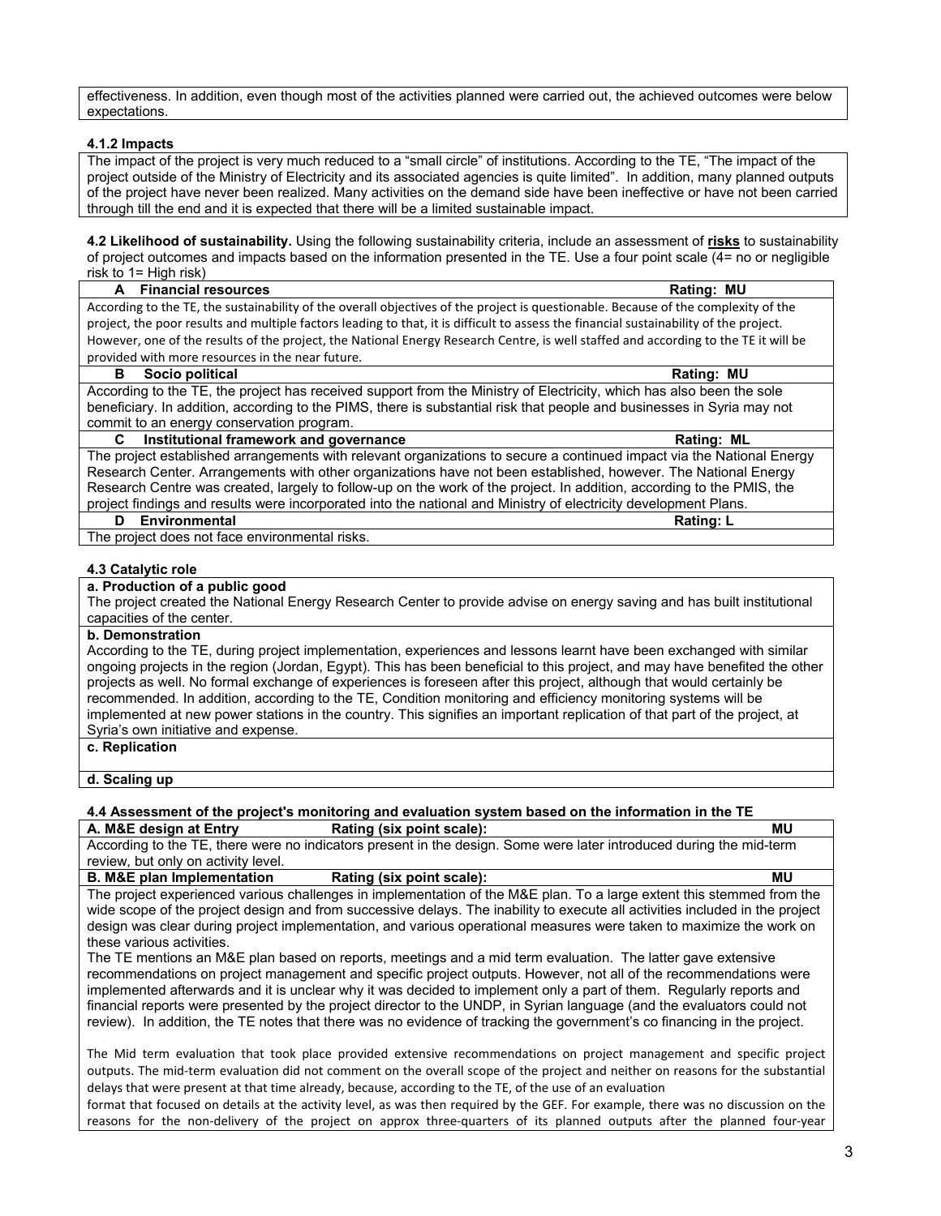effectiveness. In addition, even though most of the activities planned were carried out, the achieved outcomes were below expectations.

#### 4.1.2 Impacts

The impact of the project is very much reduced to a "small circle" of institutions. According to the TE, "The impact of the project outside of the Ministry of Electricity and its associated agencies is quite limited". In addition, many planned outputs of the project have never been realized. Many activities on the demand side have been ineffective or have not been carried through till the end and it is expected that there will be a limited sustainable impact.

**4.2 Likelihood of sustainability.** Using the following sustainability criteria, include an assessment of **risks** to sustainability of project outcomes and impacts based on the information presented in the TE. Use a four point scale (4= no or negligible risk to 1= High risk)

| A Financial resources | Rating: MU |
|---|---|
| According to the TE, the sustainability of the overall objectives of the project is questionable. Because of the complexity of the project, the poor results and multiple factors leading to that, it is difficult to assess the financial sustainability of the project. However, one of the results of the project, the National Energy Research Centre, is well staffed and according to the TE it will be provided with more resources in the near future. | |
| **B Socio political** | **Rating: MU** |
| According to the TE, the project has received support from the Ministry of Electricity, which has also been the sole beneficiary. In addition, according to the PIMS, there is substantial risk that people and businesses in Syria may not commit to an energy conservation program. | |
| **C Institutional framework and governance** | **Rating: ML** |
| The project established arrangements with relevant organizations to secure a continued impact via the National Energy Research Center. Arrangements with other organizations have not been established, however. The National Energy Research Centre was created, largely to follow-up on the work of the project. In addition, according to the PMIS, the project findings and results were incorporated into the national and Ministry of electricity development Plans. | |
| **D Environmental** | **Rating: L** |
| The project does not face environmental risks. | |

#### 4.3 Catalytic role

**a. Production of a public good**

The project created the National Energy Research Center to provide advise on energy saving and has built institutional capacities of the center.

**b. Demonstration**

According to the TE, during project implementation, experiences and lessons learnt have been exchanged with similar ongoing projects in the region (Jordan, Egypt). This has been beneficial to this project, and may have benefited the other projects as well. No formal exchange of experiences is foreseen after this project, although that would certainly be recommended. In addition, according to the TE, Condition monitoring and efficiency monitoring systems will be implemented at new power stations in the country. This signifies an important replication of that part of the project, at Syria's own initiative and expense.

**c. Replication**

**d. Scaling up**

#### 4.4 Assessment of the project's monitoring and evaluation system based on the information in the TE

| A. M&E design at Entry | Rating (six point scale): | MU |
|---|---|---|
| According to the TE, there were no indicators present in the design. Some were later introduced during the mid-term review, but only on activity level. | | |
| **B. M&E plan Implementation** | **Rating (six point scale):** | **MU** |

The project experienced various challenges in implementation of the M&E plan. To a large extent this stemmed from the wide scope of the project design and from successive delays. The inability to execute all activities included in the project design was clear during project implementation, and various operational measures were taken to maximize the work on these various activities.

The TE mentions an M&E plan based on reports, meetings and a mid term evaluation. The latter gave extensive recommendations on project management and specific project outputs. However, not all of the recommendations were implemented afterwards and it is unclear why it was decided to implement only a part of them. Regularly reports and financial reports were presented by the project director to the UNDP, in Syrian language (and the evaluators could not review). In addition, the TE notes that there was no evidence of tracking the government's co financing in the project.

The Mid term evaluation that took place provided extensive recommendations on project management and specific project outputs. The mid-term evaluation did not comment on the overall scope of the project and neither on reasons for the substantial delays that were present at that time already, because, according to the TE, of the use of an evaluation format that focused on details at the activity level, as was then required by the GEF. For example, there was no discussion on the reasons for the non-delivery of the project on approx three-quarters of its planned outputs after the planned four-year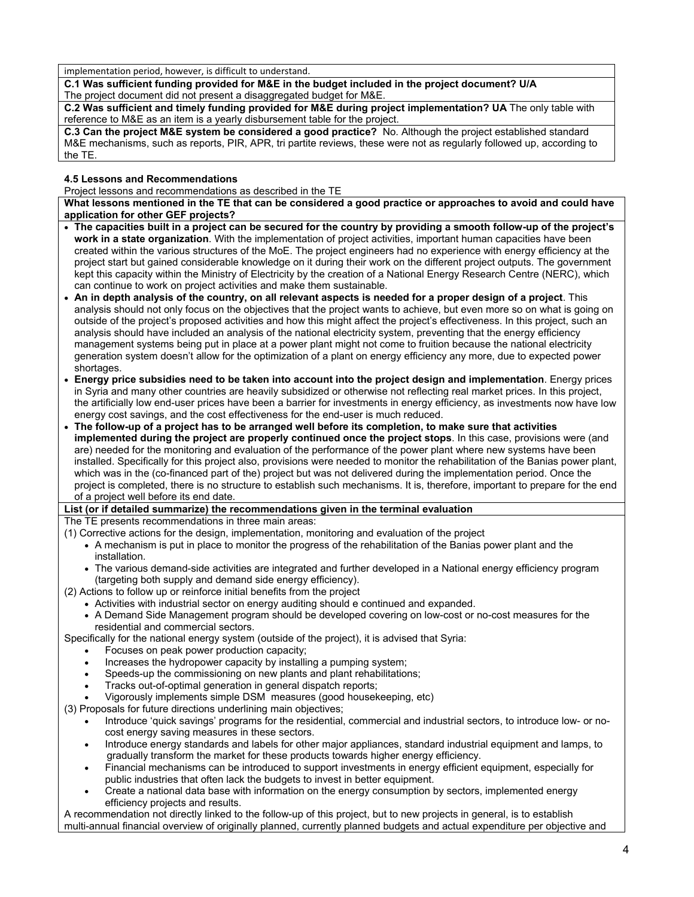implementation period, however, is difficult to understand.

**C.1 Was sufficient funding provided for M&E in the budget included in the project document? U/A**
The project document did not present a disaggregated budget for M&E.

**C.2 Was sufficient and timely funding provided for M&E during project implementation? UA** The only table with reference to M&E as an item is a yearly disbursement table for the project.

**C.3 Can the project M&E system be considered a good practice?** No. Although the project established standard M&E mechanisms, such as reports, PIR, APR, tri partite reviews, these were not as regularly followed up, according to the TE.

**4.5 Lessons and Recommendations**

Project lessons and recommendations as described in the TE

**What lessons mentioned in the TE that can be considered a good practice or approaches to avoid and could have application for other GEF projects?**

- **The capacities built in a project can be secured for the country by providing a smooth follow-up of the project's work in a state organization**. With the implementation of project activities, important human capacities have been created within the various structures of the MoE. The project engineers had no experience with energy efficiency at the project start but gained considerable knowledge on it during their work on the different project outputs. The government kept this capacity within the Ministry of Electricity by the creation of a National Energy Research Centre (NERC), which can continue to work on project activities and make them sustainable.
- **An in depth analysis of the country, on all relevant aspects is needed for a proper design of a project**. This analysis should not only focus on the objectives that the project wants to achieve, but even more so on what is going on outside of the project's proposed activities and how this might affect the project's effectiveness. In this project, such an analysis should have included an analysis of the national electricity system, preventing that the energy efficiency management systems being put in place at a power plant might not come to fruition because the national electricity generation system doesn't allow for the optimization of a plant on energy efficiency any more, due to expected power shortages.
- **Energy price subsidies need to be taken into account into the project design and implementation**. Energy prices in Syria and many other countries are heavily subsidized or otherwise not reflecting real market prices. In this project, the artificially low end-user prices have been a barrier for investments in energy efficiency, as investments now have low energy cost savings, and the cost effectiveness for the end-user is much reduced.
- **The follow-up of a project has to be arranged well before its completion, to make sure that activities implemented during the project are properly continued once the project stops**. In this case, provisions were (and are) needed for the monitoring and evaluation of the performance of the power plant where new systems have been installed. Specifically for this project also, provisions were needed to monitor the rehabilitation of the Banias power plant, which was in the (co-financed part of the) project but was not delivered during the implementation period. Once the project is completed, there is no structure to establish such mechanisms. It is, therefore, important to prepare for the end of a project well before its end date.

**List (or if detailed summarize) the recommendations given in the terminal evaluation**

The TE presents recommendations in three main areas:

(1) Corrective actions for the design, implementation, monitoring and evaluation of the project

- A mechanism is put in place to monitor the progress of the rehabilitation of the Banias power plant and the installation.
- The various demand-side activities are integrated and further developed in a National energy efficiency program (targeting both supply and demand side energy efficiency).

(2) Actions to follow up or reinforce initial benefits from the project

- Activities with industrial sector on energy auditing should e continued and expanded.
- A Demand Side Management program should be developed covering on low-cost or no-cost measures for the residential and commercial sectors.

Specifically for the national energy system (outside of the project), it is advised that Syria:

- Focuses on peak power production capacity;
- Increases the hydropower capacity by installing a pumping system;
- Speeds-up the commissioning on new plants and plant rehabilitations;
- Tracks out-of-optimal generation in general dispatch reports;
- Vigorously implements simple DSM measures (good housekeeping, etc)

(3) Proposals for future directions underlining main objectives;

- Introduce 'quick savings' programs for the residential, commercial and industrial sectors, to introduce low- or no-cost energy saving measures in these sectors.
- Introduce energy standards and labels for other major appliances, standard industrial equipment and lamps, to gradually transform the market for these products towards higher energy efficiency.
- Financial mechanisms can be introduced to support investments in energy efficient equipment, especially for public industries that often lack the budgets to invest in better equipment.
- Create a national data base with information on the energy consumption by sectors, implemented energy efficiency projects and results.

A recommendation not directly linked to the follow-up of this project, but to new projects in general, is to establish multi-annual financial overview of originally planned, currently planned budgets and actual expenditure per objective and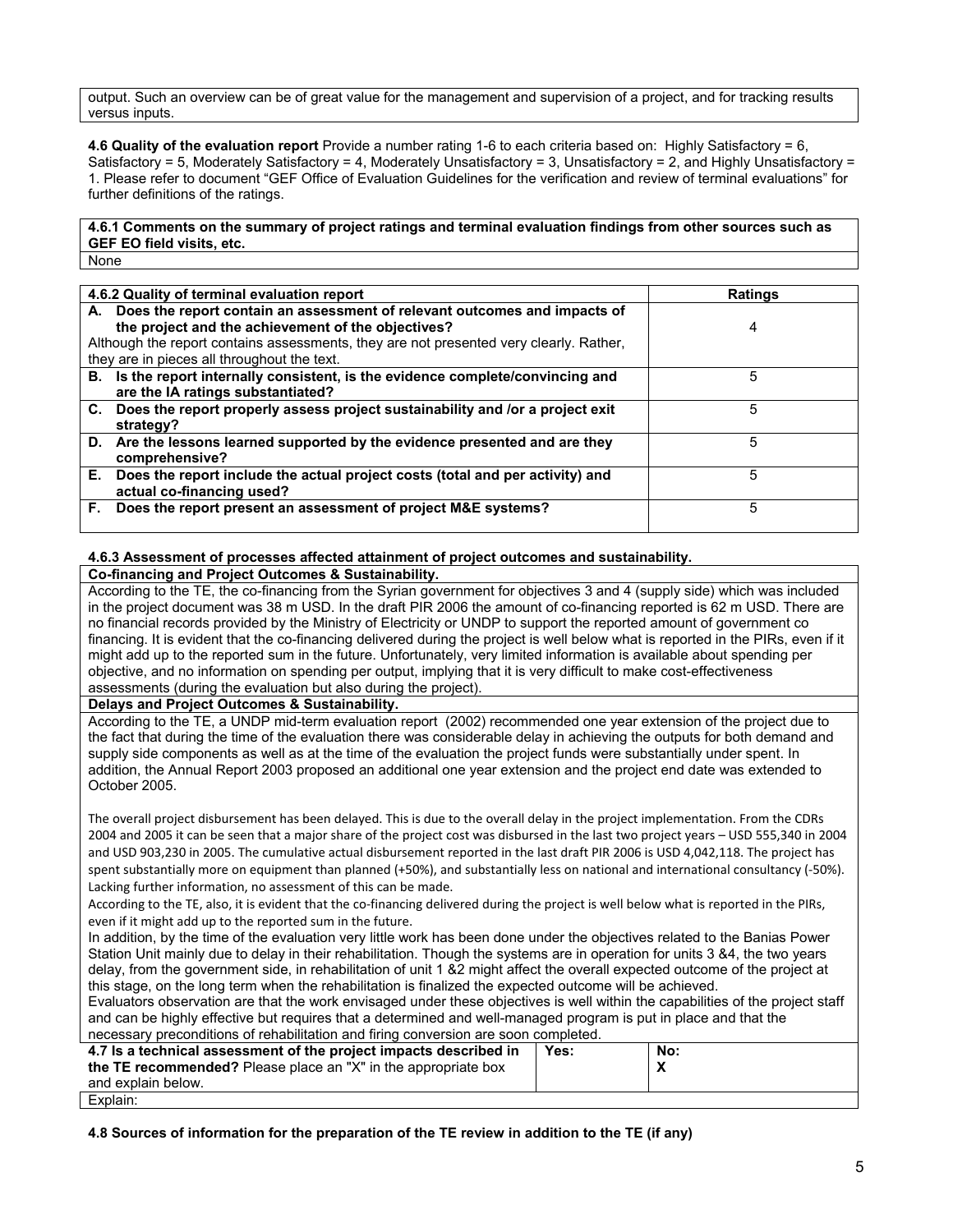output. Such an overview can be of great value for the management and supervision of a project, and for tracking results versus inputs.

**4.6 Quality of the evaluation report** Provide a number rating 1-6 to each criteria based on: Highly Satisfactory = 6, Satisfactory = 5, Moderately Satisfactory = 4, Moderately Unsatisfactory = 3, Unsatisfactory = 2, and Highly Unsatisfactory = 1. Please refer to document "GEF Office of Evaluation Guidelines for the verification and review of terminal evaluations" for further definitions of the ratings.

**4.6.1 Comments on the summary of project ratings and terminal evaluation findings from other sources such as GEF EO field visits, etc.**

None

| **4.6.2 Quality of terminal evaluation report** | **Ratings** |
|---|---|
| **A. Does the report contain an assessment of relevant outcomes and impacts of the project and the achievement of the objectives?** Although the report contains assessments, they are not presented very clearly. Rather, they are in pieces all throughout the text. | 4 |
| **B. Is the report internally consistent, is the evidence complete/convincing and are the IA ratings substantiated?** | 5 |
| **C. Does the report properly assess project sustainability and /or a project exit strategy?** | 5 |
| **D. Are the lessons learned supported by the evidence presented and are they comprehensive?** | 5 |
| **E. Does the report include the actual project costs (total and per activity) and actual co-financing used?** | 5 |
| **F. Does the report present an assessment of project M&E systems?** | 5 |

**4.6.3 Assessment of processes affected attainment of project outcomes and sustainability.**

**Co-financing and Project Outcomes & Sustainability.**

According to the TE, the co-financing from the Syrian government for objectives 3 and 4 (supply side) which was included in the project document was 38 m USD. In the draft PIR 2006 the amount of co-financing reported is 62 m USD. There are no financial records provided by the Ministry of Electricity or UNDP to support the reported amount of government co financing. It is evident that the co-financing delivered during the project is well below what is reported in the PIRs, even if it might add up to the reported sum in the future. Unfortunately, very limited information is available about spending per objective, and no information on spending per output, implying that it is very difficult to make cost-effectiveness assessments (during the evaluation but also during the project).

**Delays and Project Outcomes & Sustainability.**

According to the TE, a UNDP mid-term evaluation report (2002) recommended one year extension of the project due to the fact that during the time of the evaluation there was considerable delay in achieving the outputs for both demand and supply side components as well as at the time of the evaluation the project funds were substantially under spent. In addition, the Annual Report 2003 proposed an additional one year extension and the project end date was extended to October 2005.

The overall project disbursement has been delayed. This is due to the overall delay in the project implementation. From the CDRs 2004 and 2005 it can be seen that a major share of the project cost was disbursed in the last two project years – USD 555,340 in 2004 and USD 903,230 in 2005. The cumulative actual disbursement reported in the last draft PIR 2006 is USD 4,042,118. The project has spent substantially more on equipment than planned (+50%), and substantially less on national and international consultancy (-50%). Lacking further information, no assessment of this can be made.

According to the TE, also, it is evident that the co-financing delivered during the project is well below what is reported in the PIRs, even if it might add up to the reported sum in the future.

In addition, by the time of the evaluation very little work has been done under the objectives related to the Banias Power Station Unit mainly due to delay in their rehabilitation. Though the systems are in operation for units 3 &4, the two years delay, from the government side, in rehabilitation of unit 1 &2 might affect the overall expected outcome of the project at this stage, on the long term when the rehabilitation is finalized the expected outcome will be achieved.

Evaluators observation are that the work envisaged under these objectives is well within the capabilities of the project staff and can be highly effective but requires that a determined and well-managed program is put in place and that the necessary preconditions of rehabilitation and firing conversion are soon completed.

| **4.7 Is a technical assessment of the project impacts described in the TE recommended?** Please place an "X" in the appropriate box and explain below. | **Yes:** | **No:** X |
|---|---|---|
| Explain: | | |

**4.8 Sources of information for the preparation of the TE review in addition to the TE (if any)**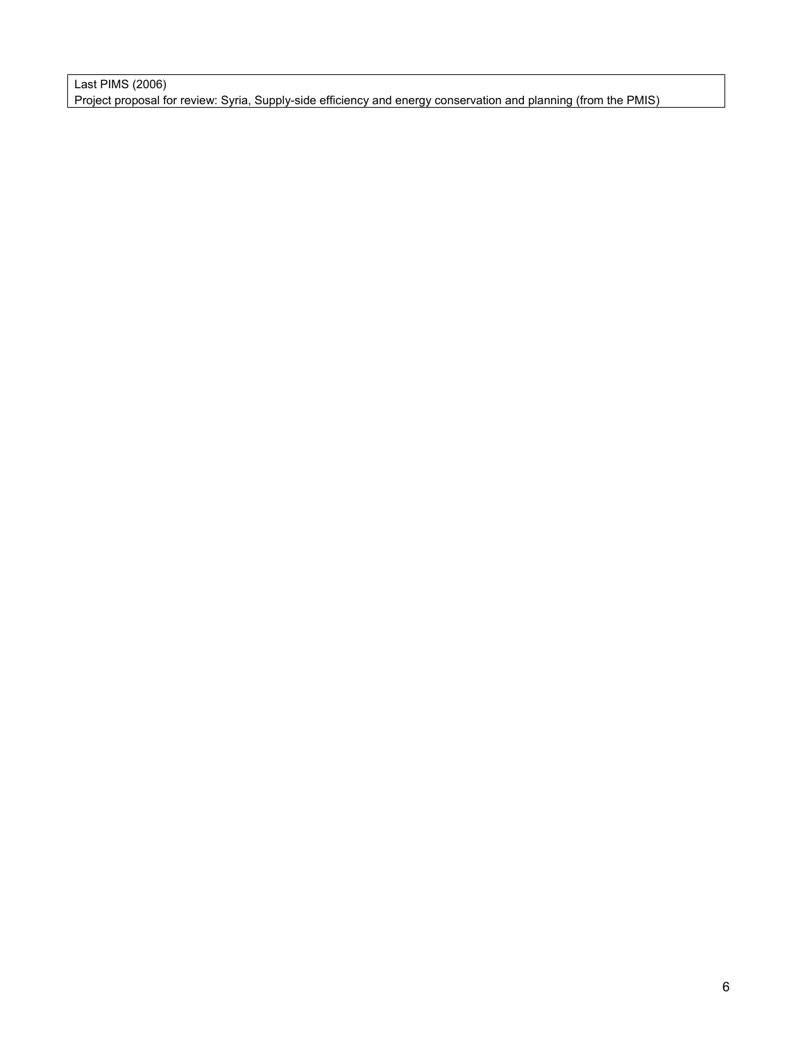| |
|---|
| Last PIMS (2006)<br>Project proposal for review: Syria, Supply-side efficiency and energy conservation and planning (from the PMIS) |